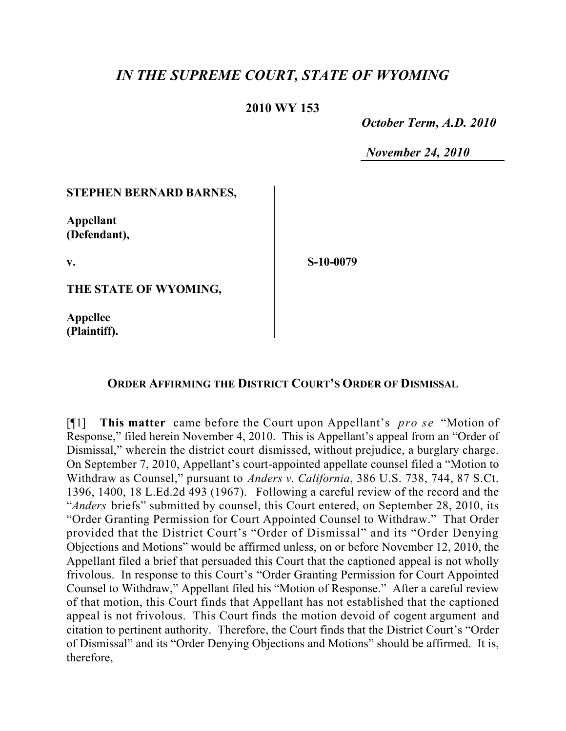# *IN THE SUPREME COURT, STATE OF WYOMING*

**2010 WY 153**

***October Term, A.D. 2010***

***November 24, 2010***

**STEPHEN BERNARD BARNES,**

**Appellant (Defendant),**

**v.**

**S-10-0079**

**THE STATE OF WYOMING,**

**Appellee (Plaintiff).**

**ORDER AFFIRMING THE DISTRICT COURT'S ORDER OF DISMISSAL**

[¶1] **This matter** came before the Court upon Appellant's *pro se* "Motion of Response," filed herein November 4, 2010. This is Appellant's appeal from an "Order of Dismissal," wherein the district court dismissed, without prejudice, a burglary charge. On September 7, 2010, Appellant's court-appointed appellate counsel filed a "Motion to Withdraw as Counsel," pursuant to *Anders v. California*, 386 U.S. 738, 744, 87 S.Ct. 1396, 1400, 18 L.Ed.2d 493 (1967). Following a careful review of the record and the "*Anders* briefs" submitted by counsel, this Court entered, on September 28, 2010, its "Order Granting Permission for Court Appointed Counsel to Withdraw." That Order provided that the District Court's "Order of Dismissal" and its "Order Denying Objections and Motions" would be affirmed unless, on or before November 12, 2010, the Appellant filed a brief that persuaded this Court that the captioned appeal is not wholly frivolous. In response to this Court's "Order Granting Permission for Court Appointed Counsel to Withdraw," Appellant filed his "Motion of Response." After a careful review of that motion, this Court finds that Appellant has not established that the captioned appeal is not frivolous. This Court finds the motion devoid of cogent argument and citation to pertinent authority. Therefore, the Court finds that the District Court's "Order of Dismissal" and its "Order Denying Objections and Motions" should be affirmed. It is, therefore,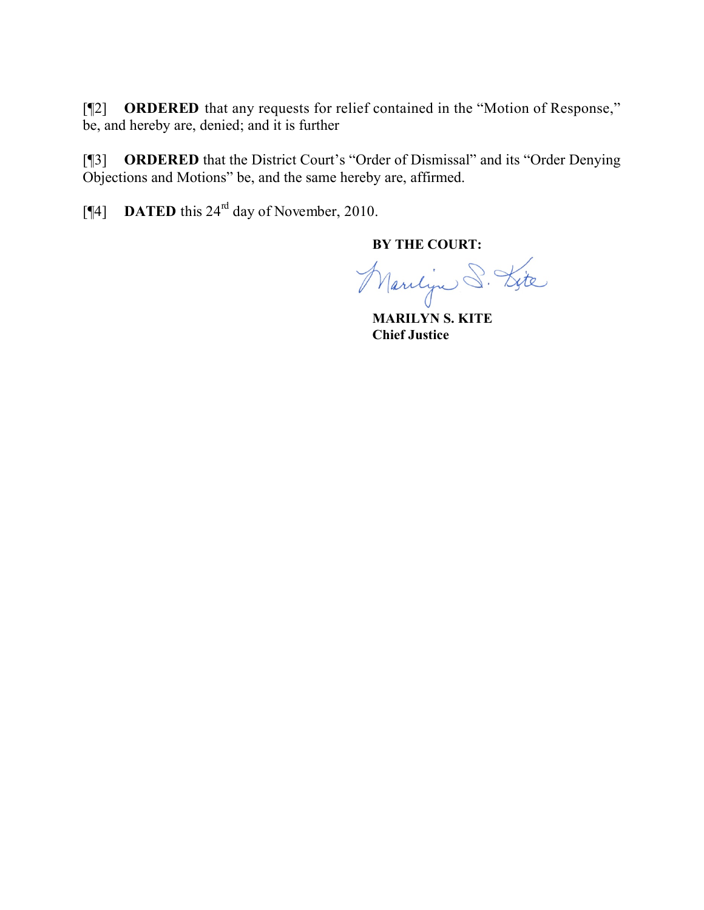[¶2] **ORDERED** that any requests for relief contained in the "Motion of Response," be, and hereby are, denied; and it is further

[¶3] **ORDERED** that the District Court's "Order of Dismissal" and its "Order Denying Objections and Motions" be, and the same hereby are, affirmed.

[¶4] **DATED** this 24rd day of November, 2010.

**BY THE COURT:**

**MARILYN S. KITE**
**Chief Justice**